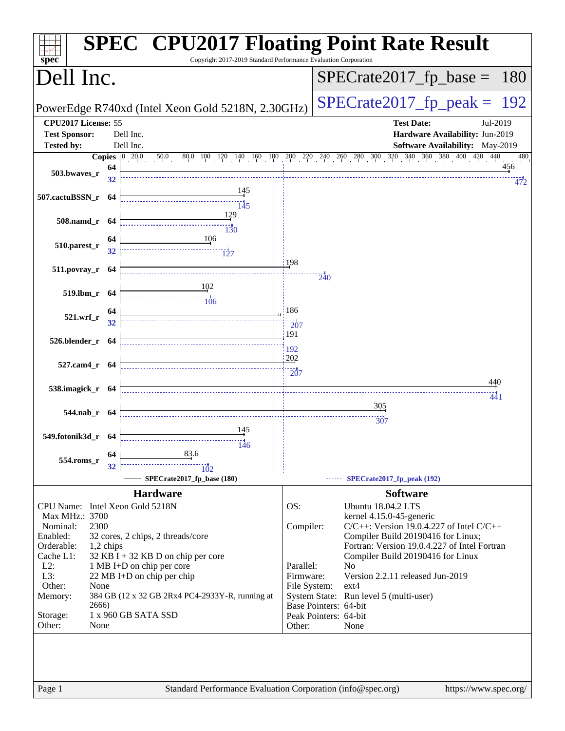# SPEC CPU2017 Floating Point Rate Result

Copyright 2017-2019 Standard Performance Evaluation Corporation

## Dell Inc.

PowerEdge R740xd (Intel Xeon Gold 5218N, 2.30GHz)

SPECrate2017_fp_base = 180

SPECrate2017_fp_peak = 192

| | | | |
|---|---|---|---|
| **CPU2017 License:** | 55 | **Test Date:** | Jul-2019 |
| **Test Sponsor:** | Dell Inc. | **Hardware Availability:** | Jun-2019 |
| **Tested by:** | Dell Inc. | **Software Availability:** | May-2019 |

| Benchmark | Copies (base) | Base | Copies (peak) | Peak |
|---|---|---|---|---|
| 503.bwaves_r | 64 | 456 | 32 | 472 |
| 507.cactuBSSN_r | 64 | 145 | 64 | 145 |
| 508.namd_r | 64 | 129 | 64 | 130 |
| 510.parest_r | 64 | 106 | 32 | 127 |
| 511.povray_r | 64 | 198 | 64 | 240 |
| 519.lbm_r | 64 | 102 | 64 | 106 |
| 521.wrf_r | 64 | 186 | 32 | 207 |
| 526.blender_r | 64 | 191 | 64 | 192 |
| 527.cam4_r | 64 | 202 | 64 | 207 |
| 538.imagick_r | 64 | 440 | 64 | 441 |
| 544.nab_r | 64 | 305 | 64 | 307 |
| 549.fotonik3d_r | 64 | 145 | 64 | 146 |
| 554.roms_r | 64 | 83.6 | 32 | 102 |

SPECrate2017_fp_base (180) SPECrate2017_fp_peak (192)

### Hardware

| | |
|---|---|
| CPU Name: | Intel Xeon Gold 5218N |
| Max MHz.: | 3700 |
| Nominal: | 2300 |
| Enabled: | 32 cores, 2 chips, 2 threads/core |
| Orderable: | 1,2 chips |
| Cache L1: | 32 KB I + 32 KB D on chip per core |
| L2: | 1 MB I+D on chip per core |
| L3: | 22 MB I+D on chip per chip |
| Other: | None |
| Memory: | 384 GB (12 x 32 GB 2Rx4 PC4-2933Y-R, running at 2666) |
| Storage: | 1 x 960 GB SATA SSD |
| Other: | None |

### Software

| | |
|---|---|
| OS: | Ubuntu 18.04.2 LTS kernel 4.15.0-45-generic |
| Compiler: | C/C++: Version 19.0.4.227 of Intel C/C++ Compiler Build 20190416 for Linux; Fortran: Version 19.0.4.227 of Intel Fortran Compiler Build 20190416 for Linux |
| Parallel: | No |
| Firmware: | Version 2.2.11 released Jun-2019 |
| File System: | ext4 |
| System State: | Run level 5 (multi-user) |
| Base Pointers: | 64-bit |
| Peak Pointers: | 64-bit |
| Other: | None |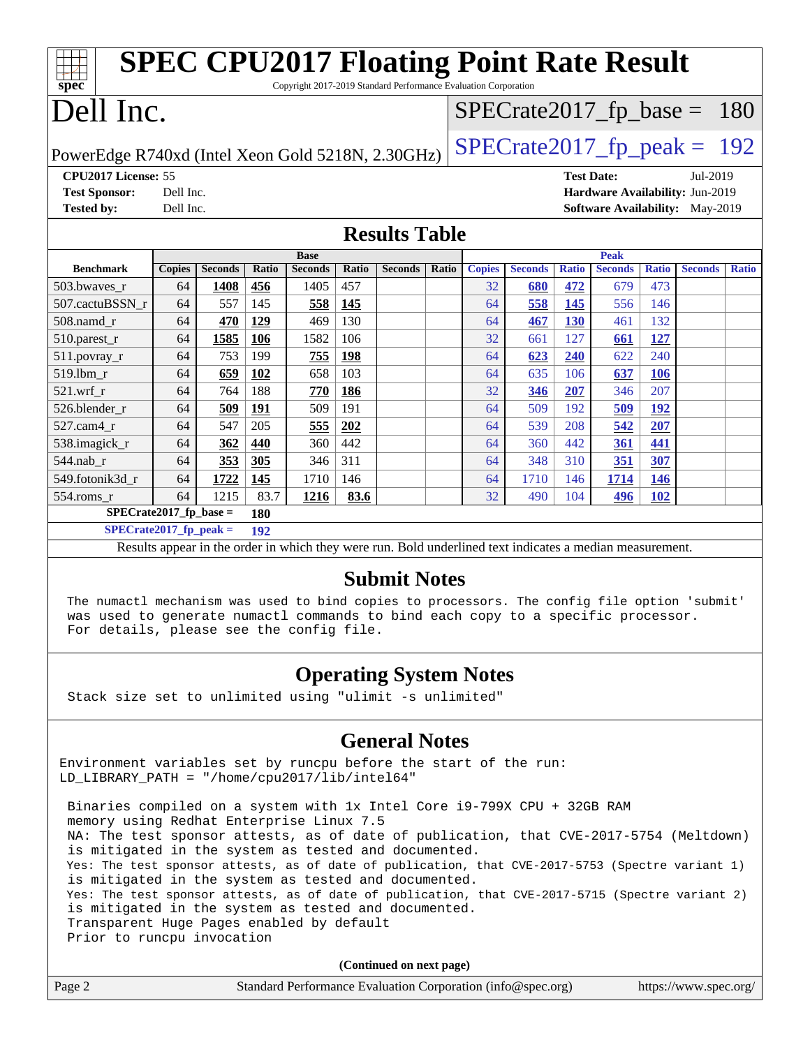# SPEC CPU2017 Floating Point Rate Result

Copyright 2017-2019 Standard Performance Evaluation Corporation

# Dell Inc.

PowerEdge R740xd (Intel Xeon Gold 5218N, 2.30GHz)

SPECrate2017_fp_base = 180

SPECrate2017_fp_peak = 192

**CPU2017 License:** 55
**Test Sponsor:** Dell Inc.
**Tested by:** Dell Inc.

**Test Date:** Jul-2019
**Hardware Availability:** Jun-2019
**Software Availability:** May-2019

## Results Table

| Benchmark | Base | | | | | | | Peak | | | | | | |
|---|---|---|---|---|---|---|---|---|---|---|---|---|---|---|
| | Copies | Seconds | Ratio | Seconds | Ratio | Seconds | Ratio | Copies | Seconds | Ratio | Seconds | Ratio | Seconds | Ratio |
| 503.bwaves_r | 64 | **1408** | **456** | 1405 | 457 | | | 32 | **680** | **472** | 679 | 473 | | |
| 507.cactuBSSN_r | 64 | 557 | 145 | **558** | **145** | | | 64 | **558** | **145** | 556 | 146 | | |
| 508.namd_r | 64 | **470** | **129** | 469 | 130 | | | 64 | **467** | **130** | 461 | 132 | | |
| 510.parest_r | 64 | **1585** | **106** | 1582 | 106 | | | 32 | 661 | 127 | **661** | **127** | | |
| 511.povray_r | 64 | 753 | 199 | **755** | **198** | | | 64 | **623** | **240** | 622 | 240 | | |
| 519.lbm_r | 64 | **659** | **102** | 658 | 103 | | | 64 | 635 | 106 | **637** | **106** | | |
| 521.wrf_r | 64 | 764 | 188 | **770** | **186** | | | 32 | **346** | **207** | 346 | 207 | | |
| 526.blender_r | 64 | **509** | **191** | 509 | 191 | | | 64 | 509 | 192 | **509** | **192** | | |
| 527.cam4_r | 64 | 547 | 205 | **555** | **202** | | | 64 | 539 | 208 | **542** | **207** | | |
| 538.imagick_r | 64 | **362** | **440** | 360 | 442 | | | 64 | 360 | 442 | **361** | **441** | | |
| 544.nab_r | 64 | **353** | **305** | 346 | 311 | | | 64 | 348 | 310 | **351** | **307** | | |
| 549.fotonik3d_r | 64 | **1722** | **145** | 1710 | 146 | | | 64 | 1710 | 146 | **1714** | **146** | | |
| 554.roms_r | 64 | 1215 | 83.7 | **1216** | **83.6** | | | 32 | 490 | 104 | **496** | **102** | | |

**SPECrate2017_fp_base = 180**

**SPECrate2017_fp_peak = 192**

Results appear in the order in which they were run. Bold underlined text indicates a median measurement.

## Submit Notes

```
The numactl mechanism was used to bind copies to processors. The config file option 'submit'
was used to generate numactl commands to bind each copy to a specific processor.
For details, please see the config file.
```

## Operating System Notes

```
Stack size set to unlimited using "ulimit -s unlimited"
```

## General Notes

```
Environment variables set by runcpu before the start of the run:
LD_LIBRARY_PATH = "/home/cpu2017/lib/intel64"

 Binaries compiled on a system with 1x Intel Core i9-799X CPU + 32GB RAM
 memory using Redhat Enterprise Linux 7.5
 NA: The test sponsor attests, as of date of publication, that CVE-2017-5754 (Meltdown)
 is mitigated in the system as tested and documented.
 Yes: The test sponsor attests, as of date of publication, that CVE-2017-5753 (Spectre variant 1)
 is mitigated in the system as tested and documented.
 Yes: The test sponsor attests, as of date of publication, that CVE-2017-5715 (Spectre variant 2)
 is mitigated in the system as tested and documented.
 Transparent Huge Pages enabled by default
 Prior to runcpu invocation
```

(Continued on next page)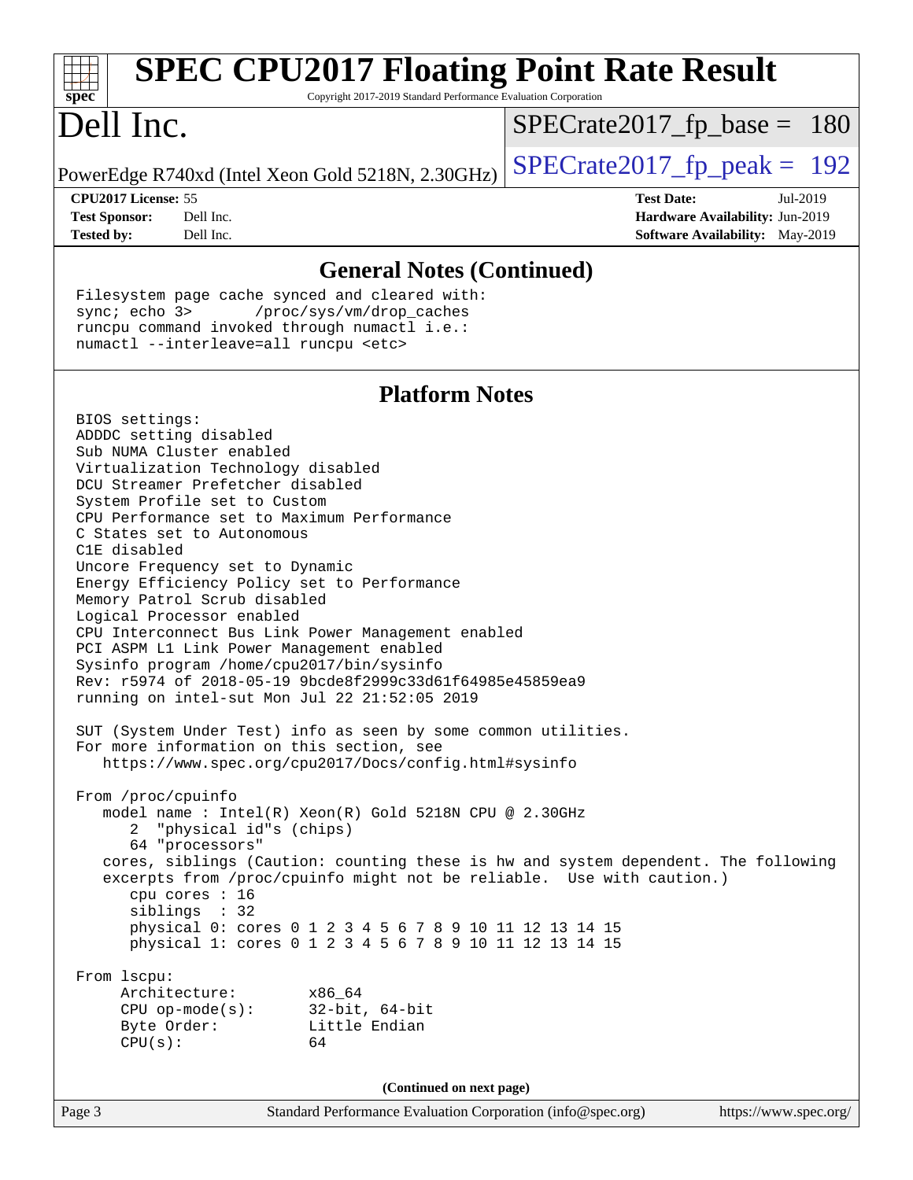# SPEC CPU2017 Floating Point Rate Result

Copyright 2017-2019 Standard Performance Evaluation Corporation

# Dell Inc.

PowerEdge R740xd (Intel Xeon Gold 5218N, 2.30GHz)

SPECrate2017_fp_base = 180

SPECrate2017_fp_peak = 192

**CPU2017 License:** 55
**Test Sponsor:** Dell Inc.
**Tested by:** Dell Inc.

**Test Date:** Jul-2019
**Hardware Availability:** Jun-2019
**Software Availability:** May-2019

## General Notes (Continued)

```
Filesystem page cache synced and cleared with:
sync; echo 3>      /proc/sys/vm/drop_caches
runcpu command invoked through numactl i.e.:
numactl --interleave=all runcpu <etc>
```

## Platform Notes

```
BIOS settings:
ADDDC setting disabled
Sub NUMA Cluster enabled
Virtualization Technology disabled
DCU Streamer Prefetcher disabled
System Profile set to Custom
CPU Performance set to Maximum Performance
C States set to Autonomous
C1E disabled
Uncore Frequency set to Dynamic
Energy Efficiency Policy set to Performance
Memory Patrol Scrub disabled
Logical Processor enabled
CPU Interconnect Bus Link Power Management enabled
PCI ASPM L1 Link Power Management enabled
Sysinfo program /home/cpu2017/bin/sysinfo
Rev: r5974 of 2018-05-19 9bcde8f2999c33d61f64985e45859ea9
running on intel-sut Mon Jul 22 21:52:05 2019

SUT (System Under Test) info as seen by some common utilities.
For more information on this section, see
   https://www.spec.org/cpu2017/Docs/config.html#sysinfo

From /proc/cpuinfo
   model name : Intel(R) Xeon(R) Gold 5218N CPU @ 2.30GHz
      2  "physical id"s (chips)
      64 "processors"
   cores, siblings (Caution: counting these is hw and system dependent. The following
   excerpts from /proc/cpuinfo might not be reliable.  Use with caution.)
      cpu cores : 16
      siblings  : 32
      physical 0: cores 0 1 2 3 4 5 6 7 8 9 10 11 12 13 14 15
      physical 1: cores 0 1 2 3 4 5 6 7 8 9 10 11 12 13 14 15

From lscpu:
     Architecture:        x86_64
     CPU op-mode(s):      32-bit, 64-bit
     Byte Order:          Little Endian
     CPU(s):              64
```

**(Continued on next page)**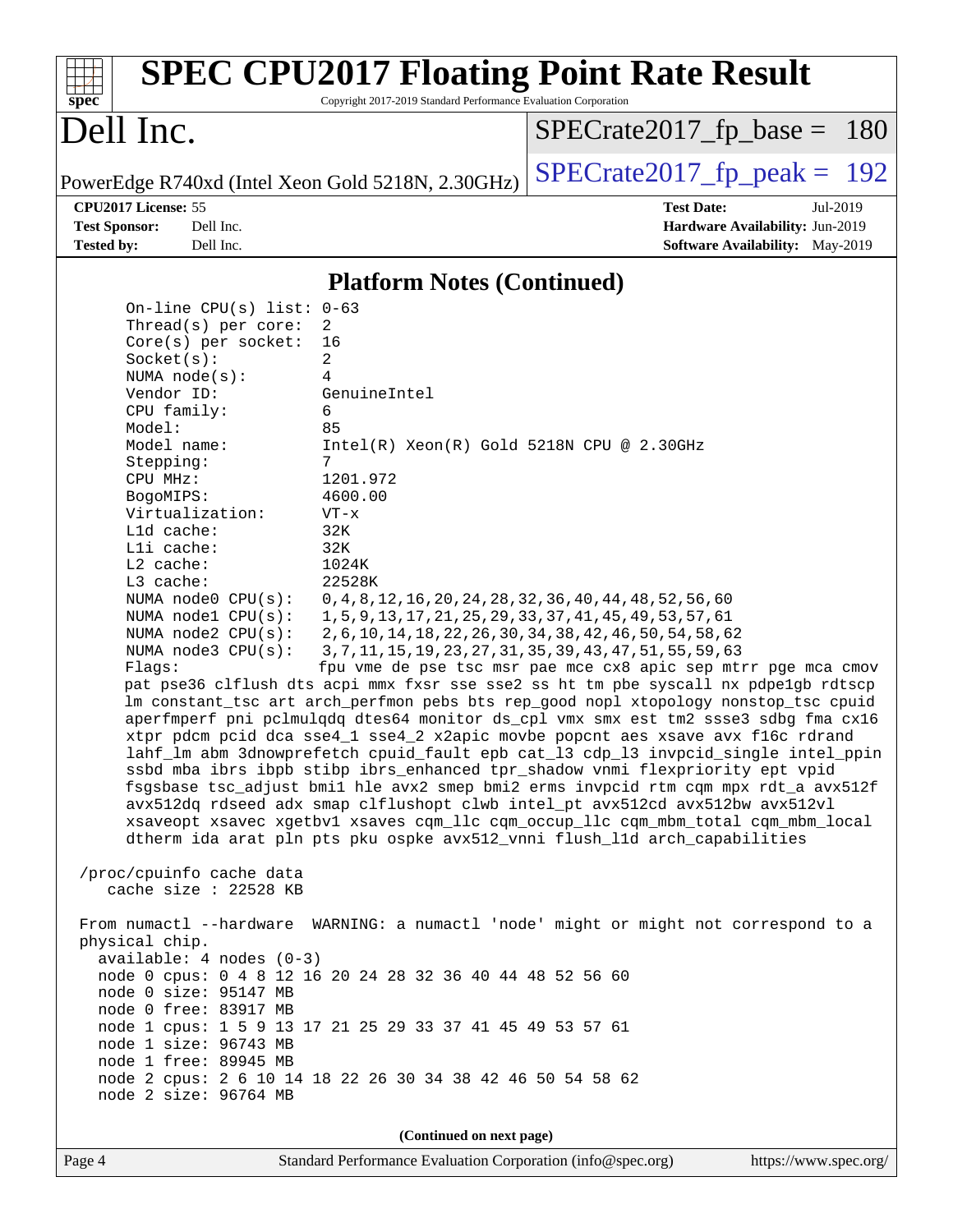# SPEC CPU2017 Floating Point Rate Result

Copyright 2017-2019 Standard Performance Evaluation Corporation

## Dell Inc.

PowerEdge R740xd (Intel Xeon Gold 5218N, 2.30GHz)

SPECrate2017_fp_base = 180

SPECrate2017_fp_peak = 192

**CPU2017 License:** 55
**Test Sponsor:** Dell Inc.
**Tested by:** Dell Inc.

**Test Date:** Jul-2019
**Hardware Availability:** Jun-2019
**Software Availability:** May-2019

### Platform Notes (Continued)

```
    On-line CPU(s) list: 0-63
    Thread(s) per core:  2
    Core(s) per socket:  16
    Socket(s):           2
    NUMA node(s):        4
    Vendor ID:           GenuineIntel
    CPU family:          6
    Model:               85
    Model name:          Intel(R) Xeon(R) Gold 5218N CPU @ 2.30GHz
    Stepping:            7
    CPU MHz:             1201.972
    BogoMIPS:            4600.00
    Virtualization:      VT-x
    L1d cache:           32K
    L1i cache:           32K
    L2 cache:            1024K
    L3 cache:            22528K
    NUMA node0 CPU(s):   0,4,8,12,16,20,24,28,32,36,40,44,48,52,56,60
    NUMA node1 CPU(s):   1,5,9,13,17,21,25,29,33,37,41,45,49,53,57,61
    NUMA node2 CPU(s):   2,6,10,14,18,22,26,30,34,38,42,46,50,54,58,62
    NUMA node3 CPU(s):   3,7,11,15,19,23,27,31,35,39,43,47,51,55,59,63
    Flags:               fpu vme de pse tsc msr pae mce cx8 apic sep mtrr pge mca cmov
    pat pse36 clflush dts acpi mmx fxsr sse sse2 ss ht tm pbe syscall nx pdpe1gb rdtscp
    lm constant_tsc art arch_perfmon pebs bts rep_good nopl xtopology nonstop_tsc cpuid
    aperfmperf pni pclmulqdq dtes64 monitor ds_cpl vmx smx est tm2 ssse3 sdbg fma cx16
    xtpr pdcm pcid dca sse4_1 sse4_2 x2apic movbe popcnt aes xsave avx f16c rdrand
    lahf_lm abm 3dnowprefetch cpuid_fault epb cat_l3 cdp_l3 invpcid_single intel_ppin
    ssbd mba ibrs ibpb stibp ibrs_enhanced tpr_shadow vnmi flexpriority ept vpid
    fsgsbase tsc_adjust bmi1 hle avx2 smep bmi2 erms invpcid rtm cqm mpx rdt_a avx512f
    avx512dq rdseed adx smap clflushopt clwb intel_pt avx512cd avx512bw avx512vl
    xsaveopt xsavec xgetbv1 xsaves cqm_llc cqm_occup_llc cqm_mbm_total cqm_mbm_local
    dtherm ida arat pln pts pku ospke avx512_vnni flush_l1d arch_capabilities

 /proc/cpuinfo cache data
    cache size : 22528 KB

 From numactl --hardware  WARNING: a numactl 'node' might or might not correspond to a
 physical chip.
   available: 4 nodes (0-3)
   node 0 cpus: 0 4 8 12 16 20 24 28 32 36 40 44 48 52 56 60
   node 0 size: 95147 MB
   node 0 free: 83917 MB
   node 1 cpus: 1 5 9 13 17 21 25 29 33 37 41 45 49 53 57 61
   node 1 size: 96743 MB
   node 1 free: 89945 MB
   node 2 cpus: 2 6 10 14 18 22 26 30 34 38 42 46 50 54 58 62
   node 2 size: 96764 MB
```

(Continued on next page)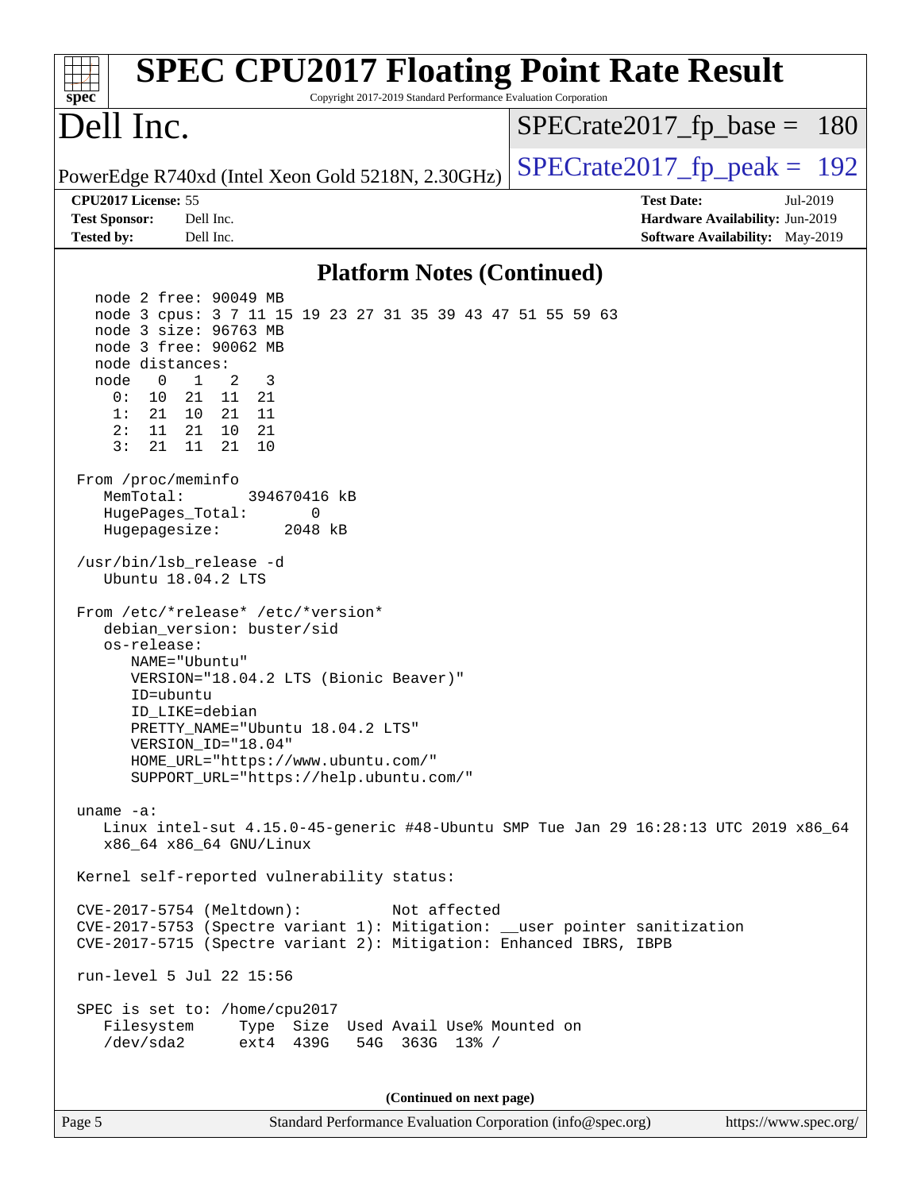## Platform Notes (Continued)

```
   node 2 free: 90049 MB
   node 3 cpus: 3 7 11 15 19 23 27 31 35 39 43 47 51 55 59 63
   node 3 size: 96763 MB
   node 3 free: 90062 MB
   node distances:
   node   0   1   2   3
     0:  10  21  11  21
     1:  21  10  21  11
     2:  11  21  10  21
     3:  21  11  21  10

 From /proc/meminfo
    MemTotal:       394670416 kB
    HugePages_Total:       0
    Hugepagesize:       2048 kB

 /usr/bin/lsb_release -d
    Ubuntu 18.04.2 LTS

 From /etc/*release* /etc/*version*
    debian_version: buster/sid
    os-release:
       NAME="Ubuntu"
       VERSION="18.04.2 LTS (Bionic Beaver)"
       ID=ubuntu
       ID_LIKE=debian
       PRETTY_NAME="Ubuntu 18.04.2 LTS"
       VERSION_ID="18.04"
       HOME_URL="https://www.ubuntu.com/"
       SUPPORT_URL="https://help.ubuntu.com/"

 uname -a:
    Linux intel-sut 4.15.0-45-generic #48-Ubuntu SMP Tue Jan 29 16:28:13 UTC 2019 x86_64
    x86_64 x86_64 GNU/Linux

 Kernel self-reported vulnerability status:

 CVE-2017-5754 (Meltdown):          Not affected
 CVE-2017-5753 (Spectre variant 1): Mitigation: __user pointer sanitization
 CVE-2017-5715 (Spectre variant 2): Mitigation: Enhanced IBRS, IBPB

 run-level 5 Jul 22 15:56

 SPEC is set to: /home/cpu2017
    Filesystem     Type  Size  Used Avail Use% Mounted on
    /dev/sda2      ext4  439G   54G  363G  13% /
```

(Continued on next page)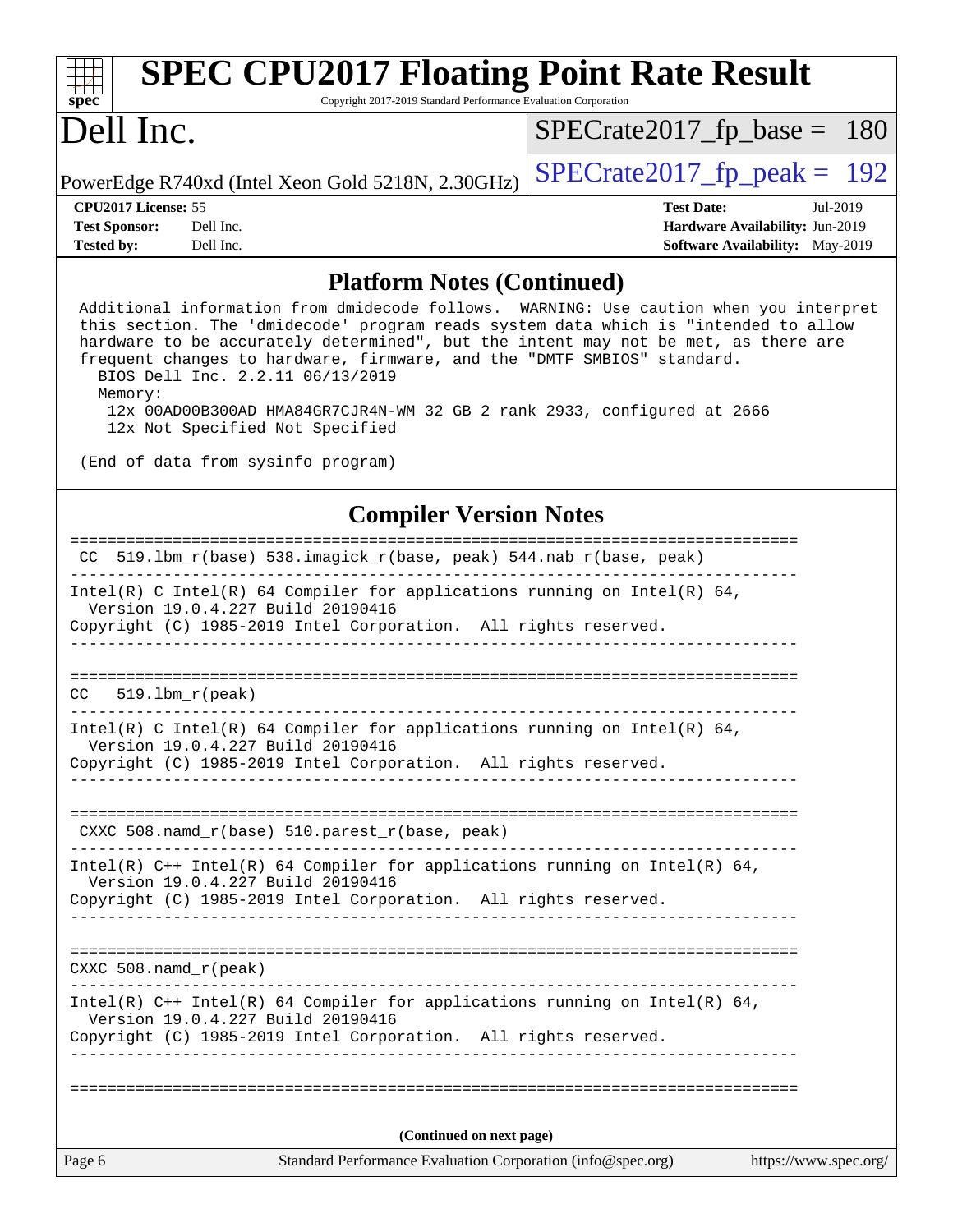## Platform Notes (Continued)

```
Additional information from dmidecode follows.  WARNING: Use caution when you interpret
this section. The 'dmidecode' program reads system data which is "intended to allow
hardware to be accurately determined", but the intent may not be met, as there are
frequent changes to hardware, firmware, and the "DMTF SMBIOS" standard.
  BIOS Dell Inc. 2.2.11 06/13/2019
  Memory:
   12x 00AD00B300AD HMA84GR7CJR4N-WM 32 GB 2 rank 2933, configured at 2666
   12x Not Specified Not Specified

(End of data from sysinfo program)
```

## Compiler Version Notes

```
==============================================================================
 CC  519.lbm_r(base) 538.imagick_r(base, peak) 544.nab_r(base, peak)
------------------------------------------------------------------------------
Intel(R) C Intel(R) 64 Compiler for applications running on Intel(R) 64,
  Version 19.0.4.227 Build 20190416
Copyright (C) 1985-2019 Intel Corporation.  All rights reserved.
------------------------------------------------------------------------------

==============================================================================
CC   519.lbm_r(peak)
------------------------------------------------------------------------------
Intel(R) C Intel(R) 64 Compiler for applications running on Intel(R) 64,
  Version 19.0.4.227 Build 20190416
Copyright (C) 1985-2019 Intel Corporation.  All rights reserved.
------------------------------------------------------------------------------

==============================================================================
 CXXC 508.namd_r(base) 510.parest_r(base, peak)
------------------------------------------------------------------------------
Intel(R) C++ Intel(R) 64 Compiler for applications running on Intel(R) 64,
  Version 19.0.4.227 Build 20190416
Copyright (C) 1985-2019 Intel Corporation.  All rights reserved.
------------------------------------------------------------------------------

==============================================================================
CXXC 508.namd_r(peak)
------------------------------------------------------------------------------
Intel(R) C++ Intel(R) 64 Compiler for applications running on Intel(R) 64,
  Version 19.0.4.227 Build 20190416
Copyright (C) 1985-2019 Intel Corporation.  All rights reserved.
------------------------------------------------------------------------------

==============================================================================
```

(Continued on next page)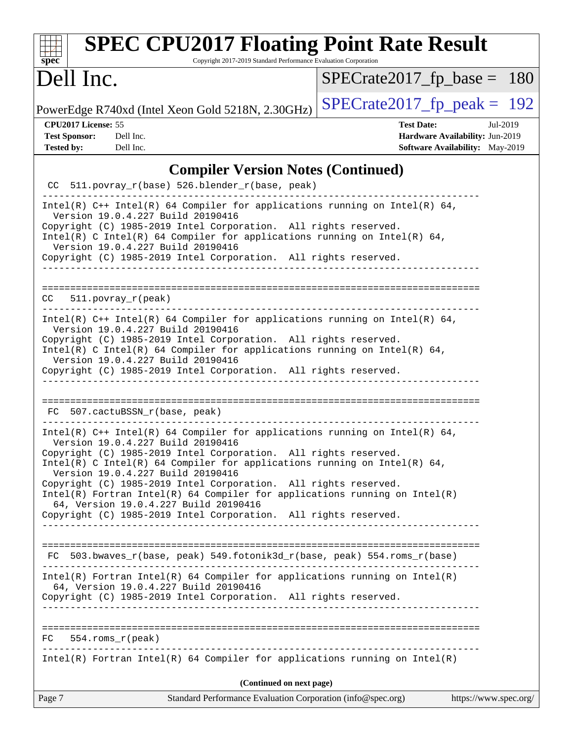## Compiler Version Notes (Continued)

```
CC  511.povray_r(base) 526.blender_r(base, peak)
------------------------------------------------------------------------------
Intel(R) C++ Intel(R) 64 Compiler for applications running on Intel(R) 64,
  Version 19.0.4.227 Build 20190416
Copyright (C) 1985-2019 Intel Corporation.  All rights reserved.
Intel(R) C Intel(R) 64 Compiler for applications running on Intel(R) 64,
  Version 19.0.4.227 Build 20190416
Copyright (C) 1985-2019 Intel Corporation.  All rights reserved.
------------------------------------------------------------------------------

==============================================================================
CC  511.povray_r(peak)
------------------------------------------------------------------------------
Intel(R) C++ Intel(R) 64 Compiler for applications running on Intel(R) 64,
  Version 19.0.4.227 Build 20190416
Copyright (C) 1985-2019 Intel Corporation.  All rights reserved.
Intel(R) C Intel(R) 64 Compiler for applications running on Intel(R) 64,
  Version 19.0.4.227 Build 20190416
Copyright (C) 1985-2019 Intel Corporation.  All rights reserved.
------------------------------------------------------------------------------

==============================================================================
FC  507.cactuBSSN_r(base, peak)
------------------------------------------------------------------------------
Intel(R) C++ Intel(R) 64 Compiler for applications running on Intel(R) 64,
  Version 19.0.4.227 Build 20190416
Copyright (C) 1985-2019 Intel Corporation.  All rights reserved.
Intel(R) C Intel(R) 64 Compiler for applications running on Intel(R) 64,
  Version 19.0.4.227 Build 20190416
Copyright (C) 1985-2019 Intel Corporation.  All rights reserved.
Intel(R) Fortran Intel(R) 64 Compiler for applications running on Intel(R)
  64, Version 19.0.4.227 Build 20190416
Copyright (C) 1985-2019 Intel Corporation.  All rights reserved.
------------------------------------------------------------------------------

==============================================================================
FC  503.bwaves_r(base, peak) 549.fotonik3d_r(base, peak) 554.roms_r(base)
------------------------------------------------------------------------------
Intel(R) Fortran Intel(R) 64 Compiler for applications running on Intel(R)
  64, Version 19.0.4.227 Build 20190416
Copyright (C) 1985-2019 Intel Corporation.  All rights reserved.
------------------------------------------------------------------------------

==============================================================================
FC  554.roms_r(peak)
------------------------------------------------------------------------------
Intel(R) Fortran Intel(R) 64 Compiler for applications running on Intel(R)
```

(Continued on next page)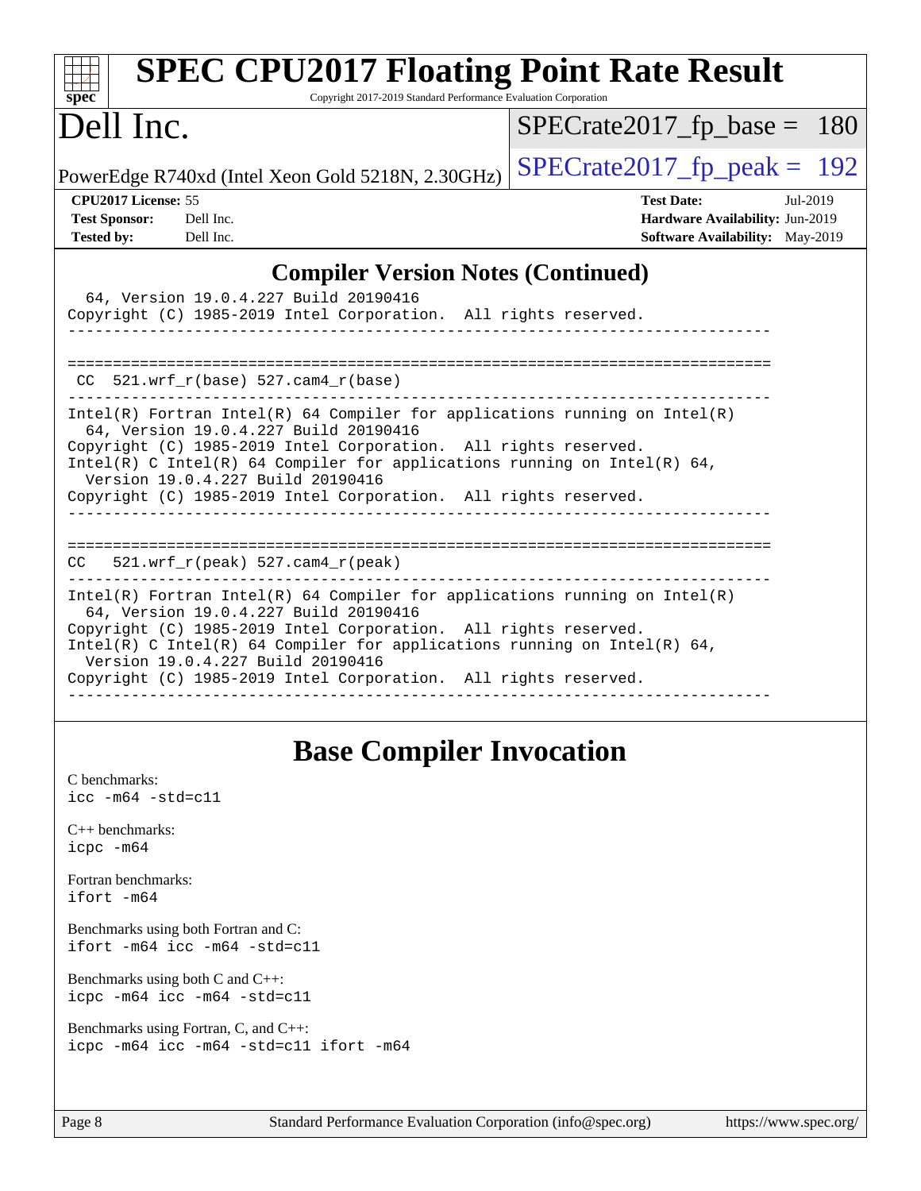## Compiler Version Notes (Continued)

```
  64, Version 19.0.4.227 Build 20190416
Copyright (C) 1985-2019 Intel Corporation.  All rights reserved.
------------------------------------------------------------------------------

==============================================================================
 CC  521.wrf_r(base) 527.cam4_r(base)
------------------------------------------------------------------------------
Intel(R) Fortran Intel(R) 64 Compiler for applications running on Intel(R)
  64, Version 19.0.4.227 Build 20190416
Copyright (C) 1985-2019 Intel Corporation.  All rights reserved.
Intel(R) C Intel(R) 64 Compiler for applications running on Intel(R) 64,
  Version 19.0.4.227 Build 20190416
Copyright (C) 1985-2019 Intel Corporation.  All rights reserved.
------------------------------------------------------------------------------

==============================================================================
CC   521.wrf_r(peak) 527.cam4_r(peak)
------------------------------------------------------------------------------
Intel(R) Fortran Intel(R) 64 Compiler for applications running on Intel(R)
  64, Version 19.0.4.227 Build 20190416
Copyright (C) 1985-2019 Intel Corporation.  All rights reserved.
Intel(R) C Intel(R) 64 Compiler for applications running on Intel(R) 64,
  Version 19.0.4.227 Build 20190416
Copyright (C) 1985-2019 Intel Corporation.  All rights reserved.
------------------------------------------------------------------------------
```

## Base Compiler Invocation

C benchmarks:
`icc -m64 -std=c11`

C++ benchmarks:
`icpc -m64`

Fortran benchmarks:
`ifort -m64`

Benchmarks using both Fortran and C:
`ifort -m64 icc -m64 -std=c11`

Benchmarks using both C and C++:
`icpc -m64 icc -m64 -std=c11`

Benchmarks using Fortran, C, and C++:
`icpc -m64 icc -m64 -std=c11 ifort -m64`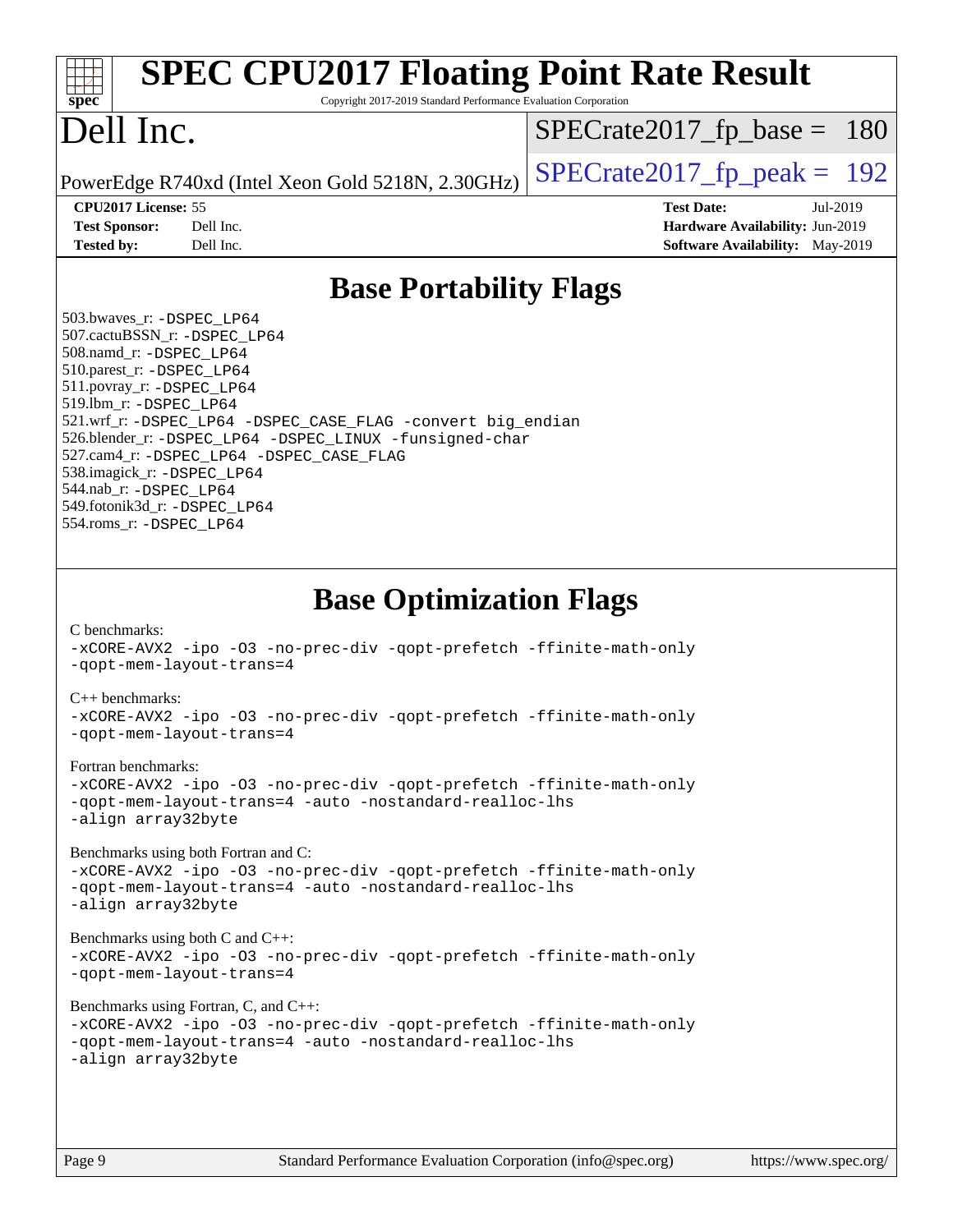# SPEC CPU2017 Floating Point Rate Result

Copyright 2017-2019 Standard Performance Evaluation Corporation

# Dell Inc.

PowerEdge R740xd (Intel Xeon Gold 5218N, 2.30GHz)

SPECrate2017_fp_base = 180

SPECrate2017_fp_peak = 192

**CPU2017 License:** 55
**Test Sponsor:** Dell Inc.
**Tested by:** Dell Inc.

**Test Date:** Jul-2019
**Hardware Availability:** Jun-2019
**Software Availability:** May-2019

## Base Portability Flags

503.bwaves_r: -DSPEC_LP64
507.cactuBSSN_r: -DSPEC_LP64
508.namd_r: -DSPEC_LP64
510.parest_r: -DSPEC_LP64
511.povray_r: -DSPEC_LP64
519.lbm_r: -DSPEC_LP64
521.wrf_r: -DSPEC_LP64 -DSPEC_CASE_FLAG -convert big_endian
526.blender_r: -DSPEC_LP64 -DSPEC_LINUX -funsigned-char
527.cam4_r: -DSPEC_LP64 -DSPEC_CASE_FLAG
538.imagick_r: -DSPEC_LP64
544.nab_r: -DSPEC_LP64
549.fotonik3d_r: -DSPEC_LP64
554.roms_r: -DSPEC_LP64

## Base Optimization Flags

C benchmarks:
-xCORE-AVX2 -ipo -O3 -no-prec-div -qopt-prefetch -ffinite-math-only
-qopt-mem-layout-trans=4

C++ benchmarks:
-xCORE-AVX2 -ipo -O3 -no-prec-div -qopt-prefetch -ffinite-math-only
-qopt-mem-layout-trans=4

Fortran benchmarks:
-xCORE-AVX2 -ipo -O3 -no-prec-div -qopt-prefetch -ffinite-math-only
-qopt-mem-layout-trans=4 -auto -nostandard-realloc-lhs
-align array32byte

Benchmarks using both Fortran and C:
-xCORE-AVX2 -ipo -O3 -no-prec-div -qopt-prefetch -ffinite-math-only
-qopt-mem-layout-trans=4 -auto -nostandard-realloc-lhs
-align array32byte

Benchmarks using both C and C++:
-xCORE-AVX2 -ipo -O3 -no-prec-div -qopt-prefetch -ffinite-math-only
-qopt-mem-layout-trans=4

Benchmarks using Fortran, C, and C++:
-xCORE-AVX2 -ipo -O3 -no-prec-div -qopt-prefetch -ffinite-math-only
-qopt-mem-layout-trans=4 -auto -nostandard-realloc-lhs
-align array32byte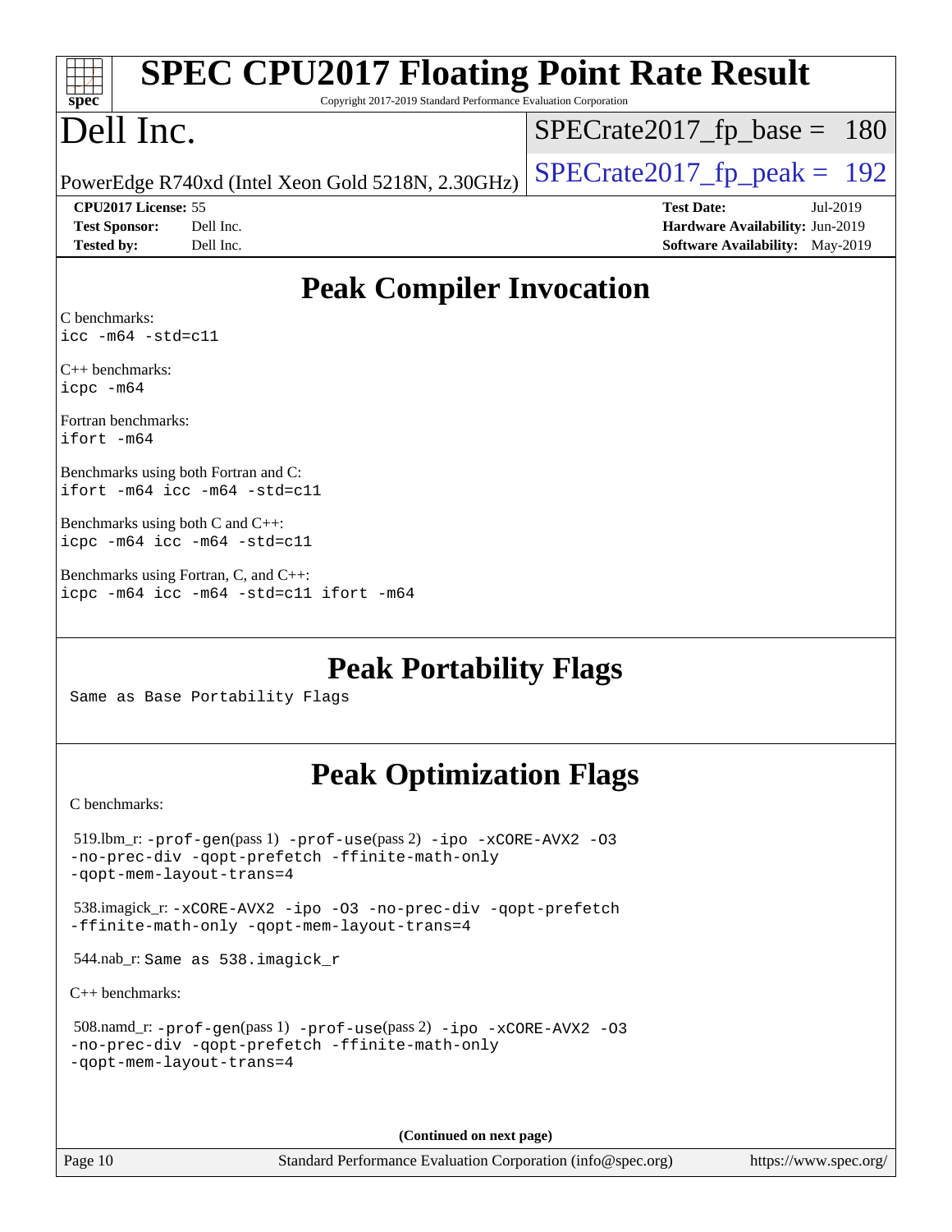# SPEC CPU2017 Floating Point Rate Result

Copyright 2017-2019 Standard Performance Evaluation Corporation

# Dell Inc.

PowerEdge R740xd (Intel Xeon Gold 5218N, 2.30GHz)

SPECrate2017_fp_base = 180

SPECrate2017_fp_peak = 192

**CPU2017 License:** 55
**Test Sponsor:** Dell Inc.
**Tested by:** Dell Inc.

**Test Date:** Jul-2019
**Hardware Availability:** Jun-2019
**Software Availability:** May-2019

## Peak Compiler Invocation

C benchmarks:
```
icc -m64 -std=c11
```

C++ benchmarks:
```
icpc -m64
```

Fortran benchmarks:
```
ifort -m64
```

Benchmarks using both Fortran and C:
```
ifort -m64 icc -m64 -std=c11
```

Benchmarks using both C and C++:
```
icpc -m64 icc -m64 -std=c11
```

Benchmarks using Fortran, C, and C++:
```
icpc -m64 icc -m64 -std=c11 ifort -m64
```

## Peak Portability Flags

Same as Base Portability Flags

## Peak Optimization Flags

C benchmarks:

519.lbm_r: `-prof-gen`(pass 1) `-prof-use`(pass 2) `-ipo -xCORE-AVX2 -O3 -no-prec-div -qopt-prefetch -ffinite-math-only -qopt-mem-layout-trans=4`

538.imagick_r: `-xCORE-AVX2 -ipo -O3 -no-prec-div -qopt-prefetch -ffinite-math-only -qopt-mem-layout-trans=4`

544.nab_r: Same as 538.imagick_r

C++ benchmarks:

508.namd_r: `-prof-gen`(pass 1) `-prof-use`(pass 2) `-ipo -xCORE-AVX2 -O3 -no-prec-div -qopt-prefetch -ffinite-math-only -qopt-mem-layout-trans=4`

**(Continued on next page)**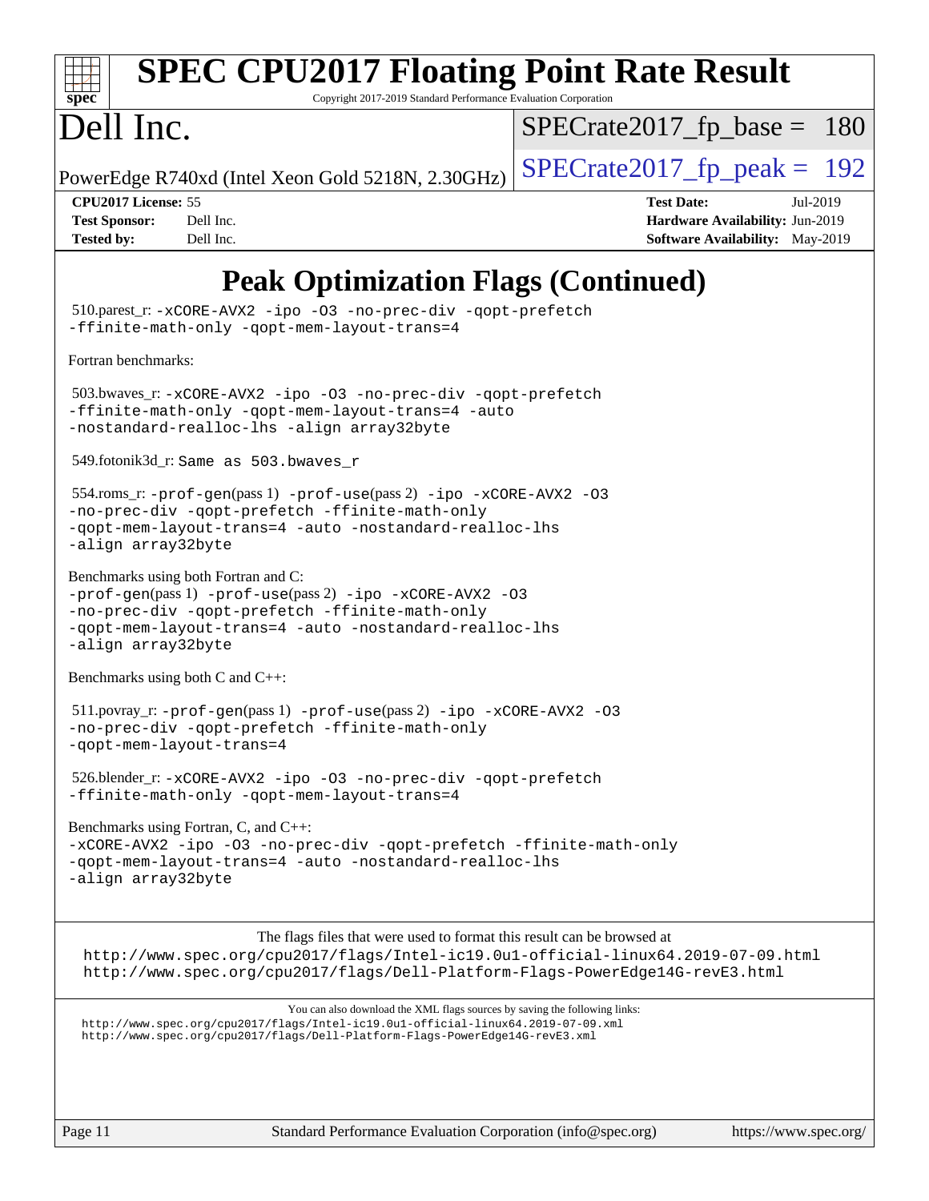# Peak Optimization Flags (Continued)

510.parest_r: `-xCORE-AVX2 -ipo -O3 -no-prec-div -qopt-prefetch -ffinite-math-only -qopt-mem-layout-trans=4`

Fortran benchmarks:

503.bwaves_r: `-xCORE-AVX2 -ipo -O3 -no-prec-div -qopt-prefetch -ffinite-math-only -qopt-mem-layout-trans=4 -auto -nostandard-realloc-lhs -align array32byte`

549.fotonik3d_r: `Same as 503.bwaves_r`

554.roms_r: `-prof-gen`(pass 1) `-prof-use`(pass 2) `-ipo -xCORE-AVX2 -O3 -no-prec-div -qopt-prefetch -ffinite-math-only -qopt-mem-layout-trans=4 -auto -nostandard-realloc-lhs -align array32byte`

Benchmarks using both Fortran and C:
`-prof-gen`(pass 1) `-prof-use`(pass 2) `-ipo -xCORE-AVX2 -O3 -no-prec-div -qopt-prefetch -ffinite-math-only -qopt-mem-layout-trans=4 -auto -nostandard-realloc-lhs -align array32byte`

Benchmarks using both C and C++:

511.povray_r: `-prof-gen`(pass 1) `-prof-use`(pass 2) `-ipo -xCORE-AVX2 -O3 -no-prec-div -qopt-prefetch -ffinite-math-only -qopt-mem-layout-trans=4`

526.blender_r: `-xCORE-AVX2 -ipo -O3 -no-prec-div -qopt-prefetch -ffinite-math-only -qopt-mem-layout-trans=4`

Benchmarks using Fortran, C, and C++:
`-xCORE-AVX2 -ipo -O3 -no-prec-div -qopt-prefetch -ffinite-math-only -qopt-mem-layout-trans=4 -auto -nostandard-realloc-lhs -align array32byte`

The flags files that were used to format this result can be browsed at
http://www.spec.org/cpu2017/flags/Intel-ic19.0u1-official-linux64.2019-07-09.html
http://www.spec.org/cpu2017/flags/Dell-Platform-Flags-PowerEdge14G-revE3.html

You can also download the XML flags sources by saving the following links:
http://www.spec.org/cpu2017/flags/Intel-ic19.0u1-official-linux64.2019-07-09.xml
http://www.spec.org/cpu2017/flags/Dell-Platform-Flags-PowerEdge14G-revE3.xml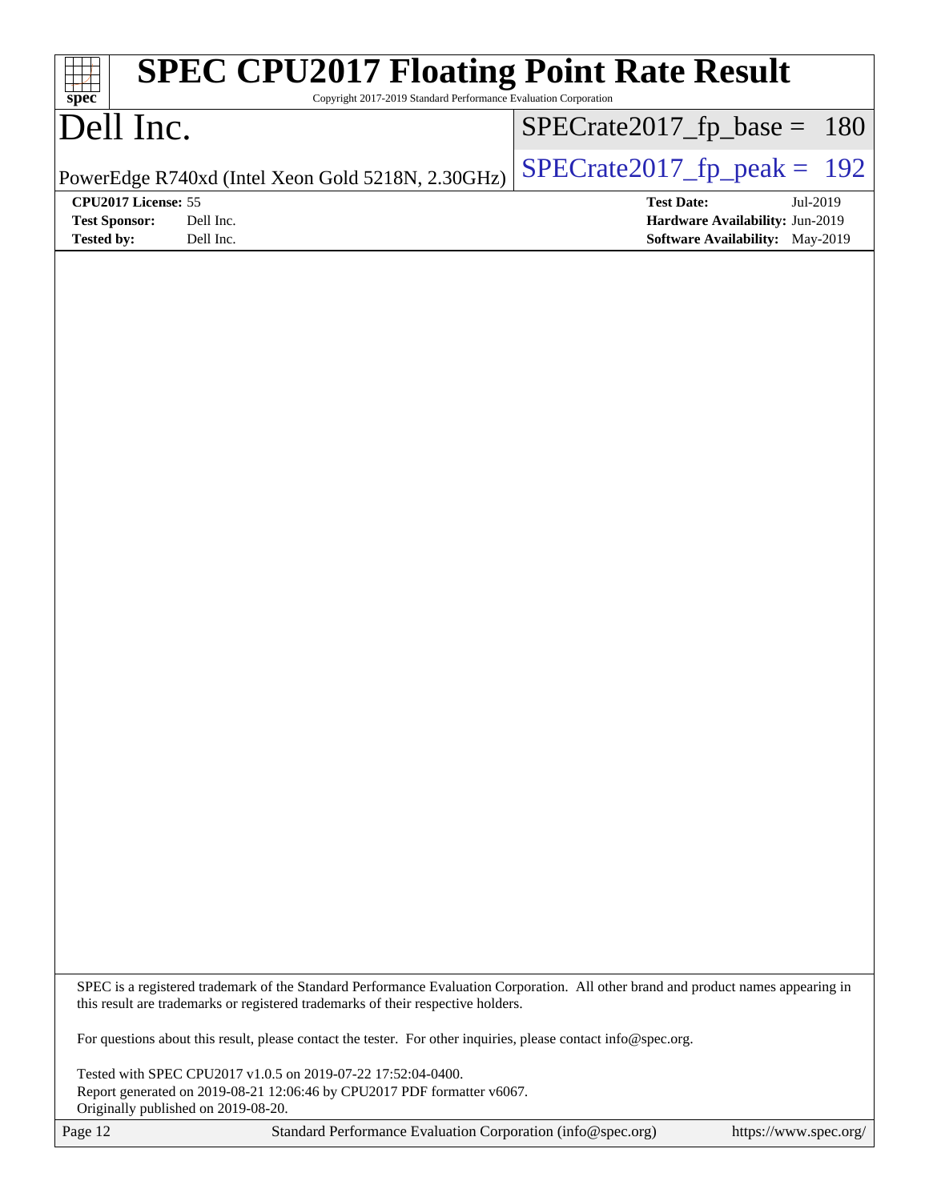SPEC is a registered trademark of the Standard Performance Evaluation Corporation. All other brand and product names appearing in this result are trademarks or registered trademarks of their respective holders.

For questions about this result, please contact the tester. For other inquiries, please contact info@spec.org.

Tested with SPEC CPU2017 v1.0.5 on 2019-07-22 17:52:04-0400.
Report generated on 2019-08-21 12:06:46 by CPU2017 PDF formatter v6067.
Originally published on 2019-08-20.